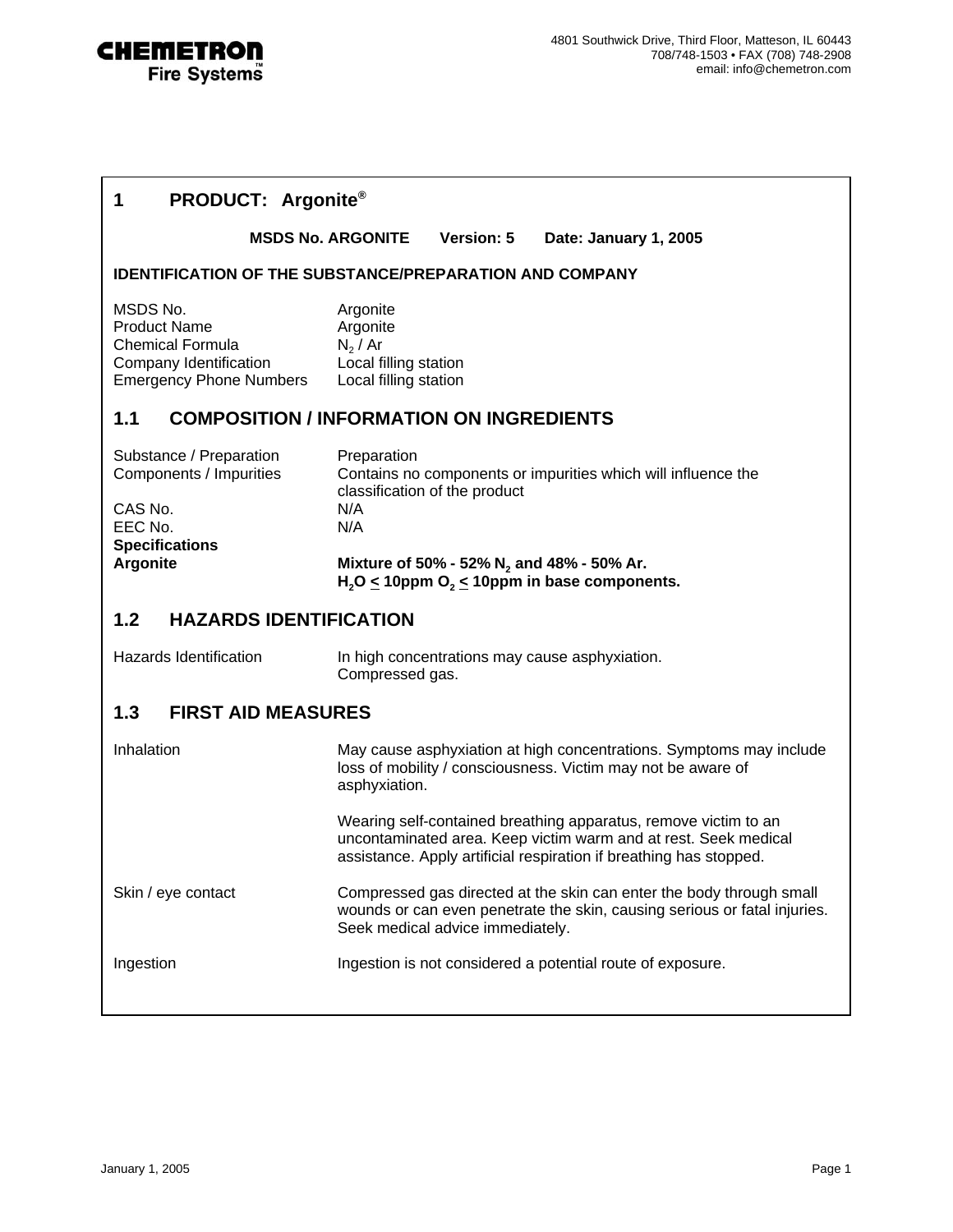**CHEMETRON**
**Fire Systems™**

4801 Southwick Drive, Third Floor, Matteson, IL 60443
708/748-1503 • FAX (708) 748-2908
email: info@chemetron.com

# 1 PRODUCT: Argonite®

**MSDS No. ARGONITE Version: 5 Date: January 1, 2005**

**IDENTIFICATION OF THE SUBSTANCE/PREPARATION AND COMPANY**

| | |
|---|---|
| MSDS No. | Argonite |
| Product Name | Argonite |
| Chemical Formula | $N_2$ / Ar |
| Company Identification | Local filling station |
| Emergency Phone Numbers | Local filling station |

## 1.1 COMPOSITION / INFORMATION ON INGREDIENTS

| | |
|---|---|
| Substance / Preparation | Preparation |
| Components / Impurities | Contains no components or impurities which will influence the classification of the product |
| CAS No. | N/A |
| EEC No. | N/A |
| **Specifications** | |
| **Argonite** | **Mixture of 50% - 52% $N_2$ and 48% - 50% Ar.** **$H_2O \leq$ 10ppm $O_2 \leq$ 10ppm in base components.** |

## 1.2 HAZARDS IDENTIFICATION

| | |
|---|---|
| Hazards Identification | In high concentrations may cause asphyxiation. Compressed gas. |

## 1.3 FIRST AID MEASURES

| | |
|---|---|
| Inhalation | May cause asphyxiation at high concentrations. Symptoms may include loss of mobility / consciousness. Victim may not be aware of asphyxiation.<br><br>Wearing self-contained breathing apparatus, remove victim to an uncontaminated area. Keep victim warm and at rest. Seek medical assistance. Apply artificial respiration if breathing has stopped. |
| Skin / eye contact | Compressed gas directed at the skin can enter the body through small wounds or can even penetrate the skin, causing serious or fatal injuries. Seek medical advice immediately. |
| Ingestion | Ingestion is not considered a potential route of exposure. |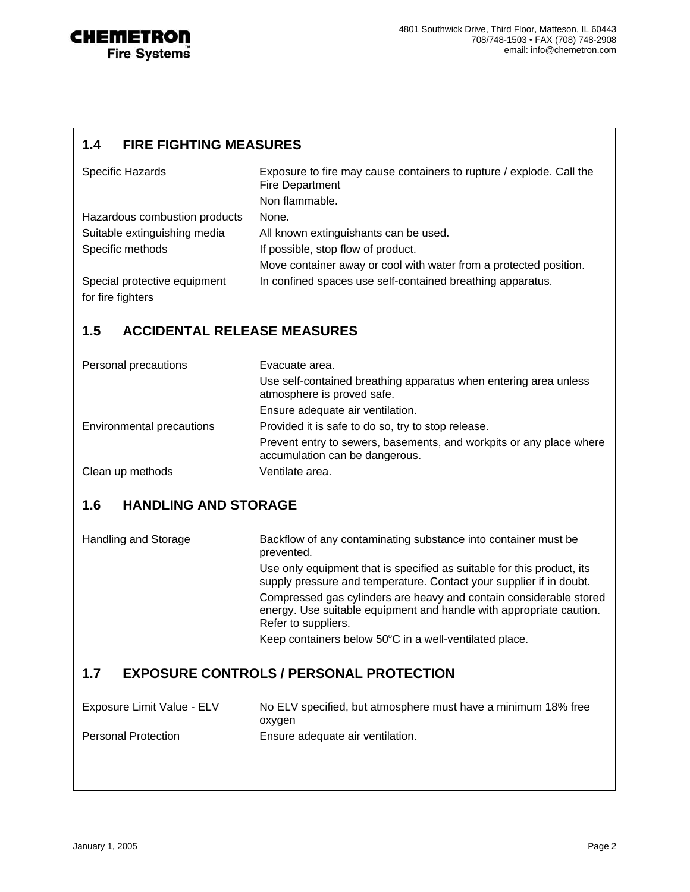## 1.4 FIRE FIGHTING MEASURES

| | |
|---|---|
| Specific Hazards | Exposure to fire may cause containers to rupture / explode. Call the Fire Department |
| | Non flammable. |
| Hazardous combustion products | None. |
| Suitable extinguishing media | All known extinguishants can be used. |
| Specific methods | If possible, stop flow of product. |
| | Move container away or cool with water from a protected position. |
| Special protective equipment for fire fighters | In confined spaces use self-contained breathing apparatus. |

## 1.5 ACCIDENTAL RELEASE MEASURES

| | |
|---|---|
| Personal precautions | Evacuate area. |
| | Use self-contained breathing apparatus when entering area unless atmosphere is proved safe. |
| | Ensure adequate air ventilation. |
| Environmental precautions | Provided it is safe to do so, try to stop release. |
| | Prevent entry to sewers, basements, and workpits or any place where accumulation can be dangerous. |
| Clean up methods | Ventilate area. |

## 1.6 HANDLING AND STORAGE

| | |
|---|---|
| Handling and Storage | Backflow of any contaminating substance into container must be prevented. |
| | Use only equipment that is specified as suitable for this product, its supply pressure and temperature. Contact your supplier if in doubt. |
| | Compressed gas cylinders are heavy and contain considerable stored energy. Use suitable equipment and handle with appropriate caution. Refer to suppliers. |
| | Keep containers below 50°C in a well-ventilated place. |

## 1.7 EXPOSURE CONTROLS / PERSONAL PROTECTION

| | |
|---|---|
| Exposure Limit Value - ELV | No ELV specified, but atmosphere must have a minimum 18% free oxygen |
| Personal Protection | Ensure adequate air ventilation. |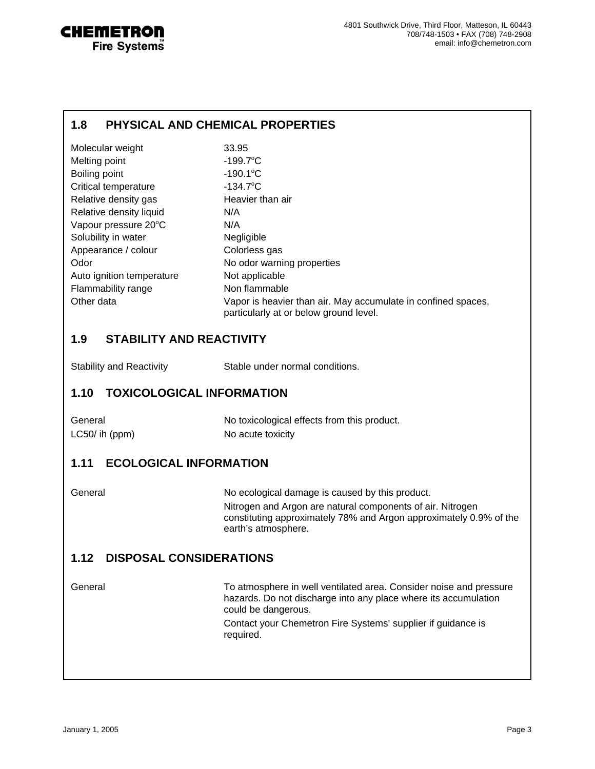## 1.8 PHYSICAL AND CHEMICAL PROPERTIES

| | |
|---|---|
| Molecular weight | 33.95 |
| Melting point | -199.7°C |
| Boiling point | -190.1°C |
| Critical temperature | -134.7°C |
| Relative density gas | Heavier than air |
| Relative density liquid | N/A |
| Vapour pressure 20°C | N/A |
| Solubility in water | Negligible |
| Appearance / colour | Colorless gas |
| Odor | No odor warning properties |
| Auto ignition temperature | Not applicable |
| Flammability range | Non flammable |
| Other data | Vapor is heavier than air. May accumulate in confined spaces, particularly at or below ground level. |

## 1.9 STABILITY AND REACTIVITY

| | |
|---|---|
| Stability and Reactivity | Stable under normal conditions. |

## 1.10 TOXICOLOGICAL INFORMATION

| | |
|---|---|
| General | No toxicological effects from this product. |
| LC50/ ih (ppm) | No acute toxicity |

## 1.11 ECOLOGICAL INFORMATION

| | |
|---|---|
| General | No ecological damage is caused by this product.<br>Nitrogen and Argon are natural components of air. Nitrogen constituting approximately 78% and Argon approximately 0.9% of the earth's atmosphere. |

## 1.12 DISPOSAL CONSIDERATIONS

| | |
|---|---|
| General | To atmosphere in well ventilated area. Consider noise and pressure hazards. Do not discharge into any place where its accumulation could be dangerous.<br>Contact your Chemetron Fire Systems' supplier if guidance is required. |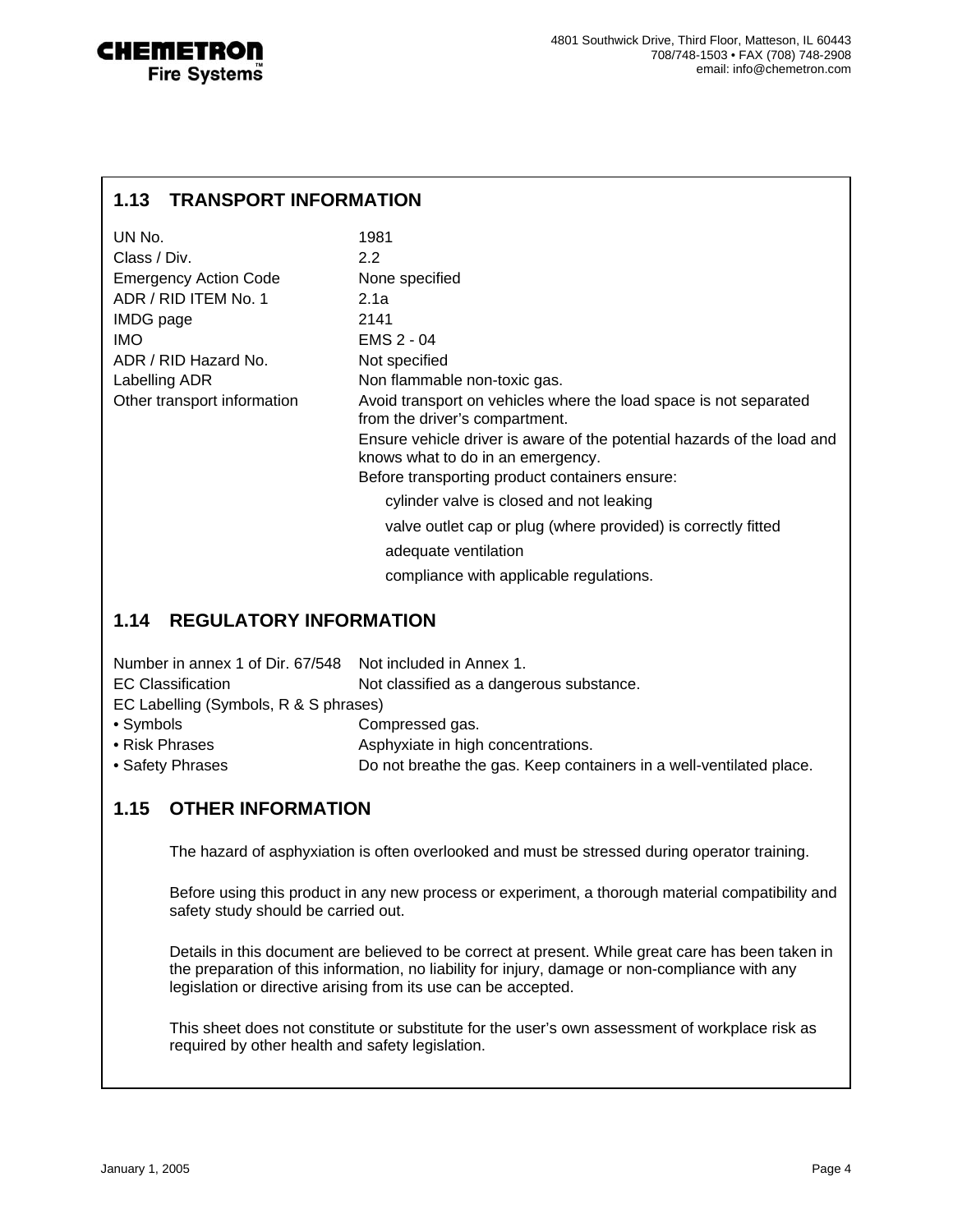## 1.13 TRANSPORT INFORMATION

| | |
|---|---|
| UN No. | 1981 |
| Class / Div. | 2.2 |
| Emergency Action Code | None specified |
| ADR / RID ITEM No. 1 | 2.1a |
| IMDG page | 2141 |
| IMO | EMS 2 - 04 |
| ADR / RID Hazard No. | Not specified |
| Labelling ADR | Non flammable non-toxic gas. |
| Other transport information | Avoid transport on vehicles where the load space is not separated from the driver's compartment. Ensure vehicle driver is aware of the potential hazards of the load and knows what to do in an emergency. Before transporting product containers ensure: cylinder valve is closed and not leaking; valve outlet cap or plug (where provided) is correctly fitted; adequate ventilation; compliance with applicable regulations. |

## 1.14 REGULATORY INFORMATION

| | |
|---|---|
| Number in annex 1 of Dir. 67/548 | Not included in Annex 1. |
| EC Classification | Not classified as a dangerous substance. |
| EC Labelling (Symbols, R & S phrases) | |
| • Symbols | Compressed gas. |
| • Risk Phrases | Asphyxiate in high concentrations. |
| • Safety Phrases | Do not breathe the gas. Keep containers in a well-ventilated place. |

## 1.15 OTHER INFORMATION

The hazard of asphyxiation is often overlooked and must be stressed during operator training.

Before using this product in any new process or experiment, a thorough material compatibility and safety study should be carried out.

Details in this document are believed to be correct at present. While great care has been taken in the preparation of this information, no liability for injury, damage or non-compliance with any legislation or directive arising from its use can be accepted.

This sheet does not constitute or substitute for the user's own assessment of workplace risk as required by other health and safety legislation.